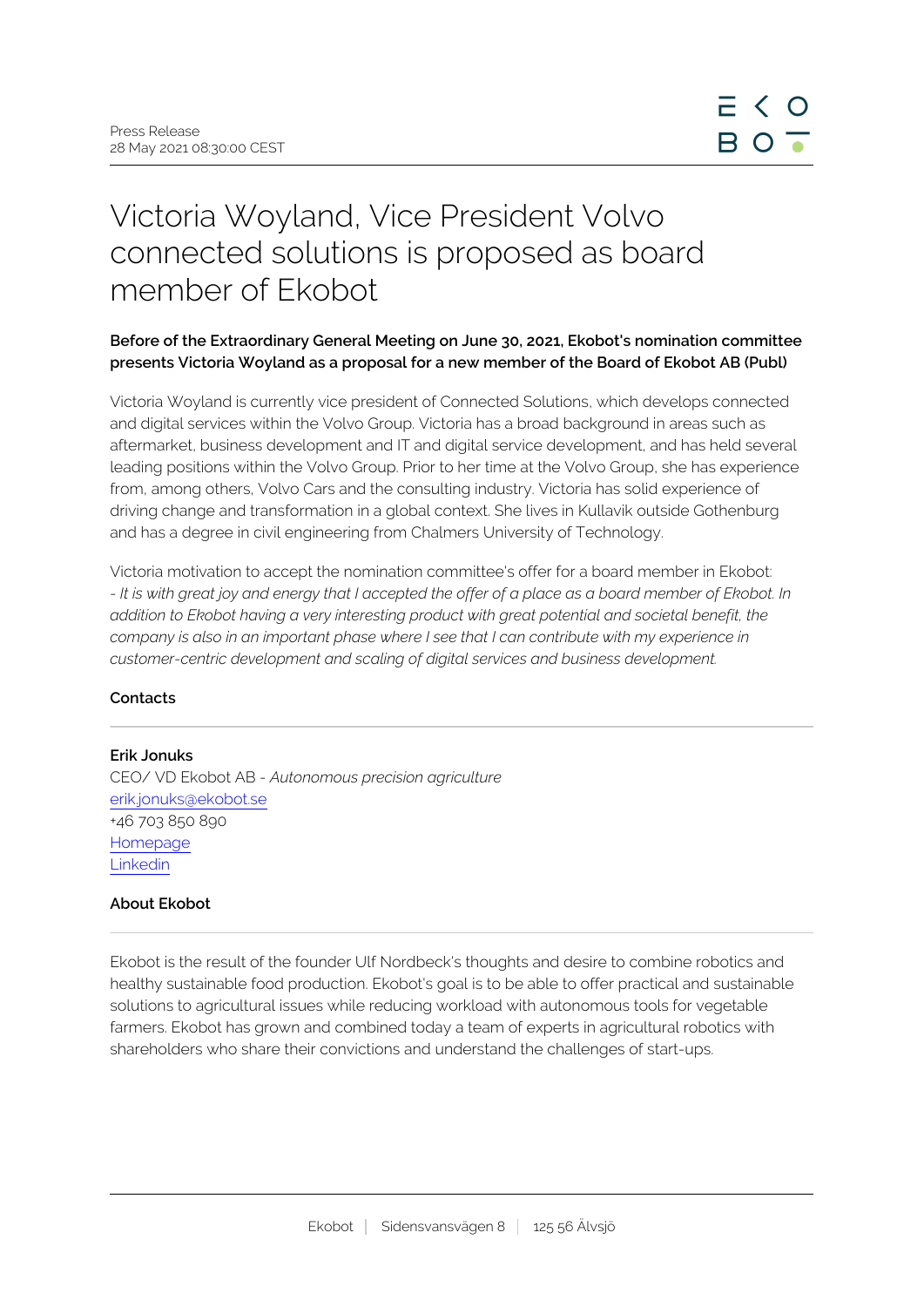Press Release
28 May 2021 08:30:00 CEST

# Victoria Woyland, Vice President Volvo connected solutions is proposed as board member of Ekobot

**Before of the Extraordinary General Meeting on June 30, 2021, Ekobot's nomination committee presents Victoria Woyland as a proposal for a new member of the Board of Ekobot AB (Publ)**

Victoria Woyland is currently vice president of Connected Solutions, which develops connected and digital services within the Volvo Group. Victoria has a broad background in areas such as aftermarket, business development and IT and digital service development, and has held several leading positions within the Volvo Group. Prior to her time at the Volvo Group, she has experience from, among others, Volvo Cars and the consulting industry. Victoria has solid experience of driving change and transformation in a global context. She lives in Kullavik outside Gothenburg and has a degree in civil engineering from Chalmers University of Technology.

Victoria motivation to accept the nomination committee's offer for a board member in Ekobot:
*- It is with great joy and energy that I accepted the offer of a place as a board member of Ekobot. In addition to Ekobot having a very interesting product with great potential and societal benefit, the company is also in an important phase where I see that I can contribute with my experience in customer-centric development and scaling of digital services and business development.*

### Contacts

**Erik Jonuks**
CEO/ VD Ekobot AB - *Autonomous precision agriculture*
erik.jonuks@ekobot.se
+46 703 850 890
Homepage
Linkedin

### About Ekobot

Ekobot is the result of the founder Ulf Nordbeck's thoughts and desire to combine robotics and healthy sustainable food production. Ekobot's goal is to be able to offer practical and sustainable solutions to agricultural issues while reducing workload with autonomous tools for vegetable farmers. Ekobot has grown and combined today a team of experts in agricultural robotics with shareholders who share their convictions and understand the challenges of start-ups.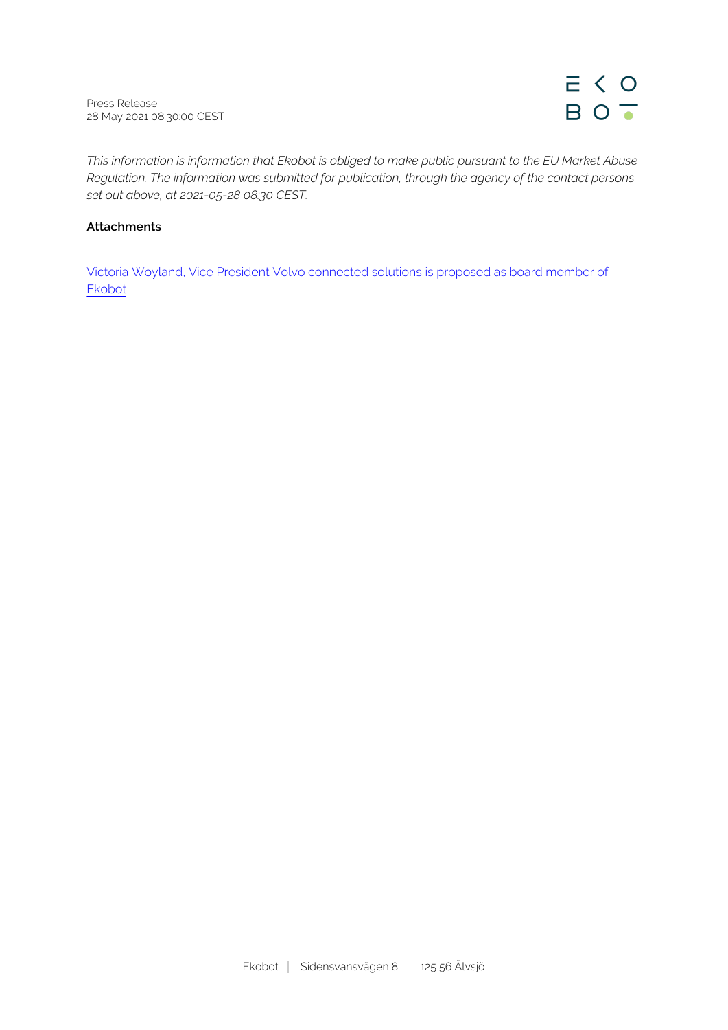*This information is information that Ekobot is obliged to make public pursuant to the EU Market Abuse Regulation. The information was submitted for publication, through the agency of the contact persons set out above, at 2021-05-28 08:30 CEST.*

**Attachments**

Victoria Woyland, Vice President Volvo connected solutions is proposed as board member of Ekobot